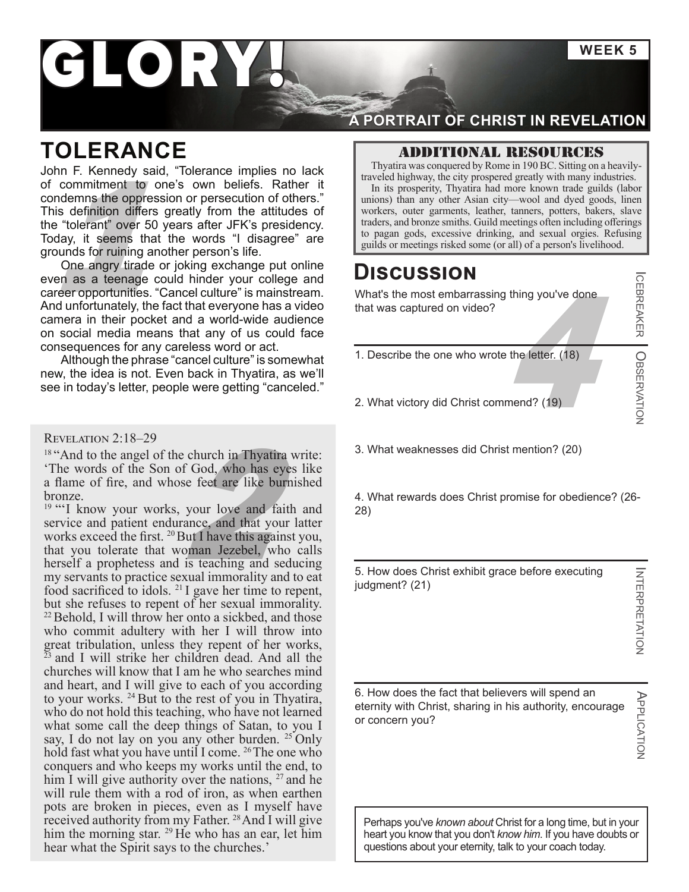# GLORY!

WEEK 5

A PORTRAIT OF CHRIST IN REVELATION

## TOLERANCE

John F. Kennedy said, "Tolerance implies no lack of commitment to one's own beliefs. Rather it condemns the oppression or persecution of others." This definition differs greatly from the attitudes of the "tolerant" over 50 years after JFK's presidency. Today, it seems that the words "I disagree" are grounds for ruining another person's life.

One angry tirade or joking exchange put online even as a teenage could hinder your college and career opportunities. "Cancel culture" is mainstream. And unfortunately, the fact that everyone has a video camera in their pocket and a world-wide audience on social media means that any of us could face consequences for any careless word or act.

Although the phrase "cancel culture" is somewhat new, the idea is not. Even back in Thyatira, as we'll see in today's letter, people were getting "canceled."

REVELATION 2:18–29

[18] "And to the angel of the church in Thyatira write: 'The words of the Son of God, who has eyes like a flame of fire, and whose feet are like burnished bronze.

[19] "'I know your works, your love and faith and service and patient endurance, and that your latter works exceed the first. [20] But I have this against you, that you tolerate that woman Jezebel, who calls herself a prophetess and is teaching and seducing my servants to practice sexual immorality and to eat food sacrificed to idols. [21] I gave her time to repent, but she refuses to repent of her sexual immorality. [22] Behold, I will throw her onto a sickbed, and those who commit adultery with her I will throw into great tribulation, unless they repent of her works, [23] and I will strike her children dead. And all the churches will know that I am he who searches mind and heart, and I will give to each of you according to your works. [24] But to the rest of you in Thyatira, who do not hold this teaching, who have not learned what some call the deep things of Satan, to you I say, I do not lay on you any other burden. [25] Only hold fast what you have until I come. [26] The one who conquers and who keeps my works until the end, to him I will give authority over the nations, [27] and he will rule them with a rod of iron, as when earthen pots are broken in pieces, even as I myself have received authority from my Father. [28] And I will give him the morning star. [29] He who has an ear, let him hear what the Spirit says to the churches.'

### ADDITIONAL RESOURCES

Thyatira was conquered by Rome in 190 BC. Sitting on a heavily-traveled highway, the city prospered greatly with many industries.

In its prosperity, Thyatira had more known trade guilds (labor unions) than any other Asian city—wool and dyed goods, linen workers, outer garments, leather, tanners, potters, bakers, slave traders, and bronze smiths. Guild meetings often including offerings to pagan gods, excessive drinking, and sexual orgies. Refusing guilds or meetings risked some (or all) of a person's livelihood.

## DISCUSSION

**ICEBREAKER**

What's the most embarrassing thing you've done that was captured on video?

**OBSERVATION**

1. Describe the one who wrote the letter. (18)

2. What victory did Christ commend? (19)

3. What weaknesses did Christ mention? (20)

4. What rewards does Christ promise for obedience? (26-28)

**INTERPRETATION**

5. How does Christ exhibit grace before executing judgment? (21)

**APPLICATION**

6. How does the fact that believers will spend an eternity with Christ, sharing in his authority, encourage or concern you?

Perhaps you've *known about* Christ for a long time, but in your heart you know that you don't *know him*. If you have doubts or questions about your eternity, talk to your coach today.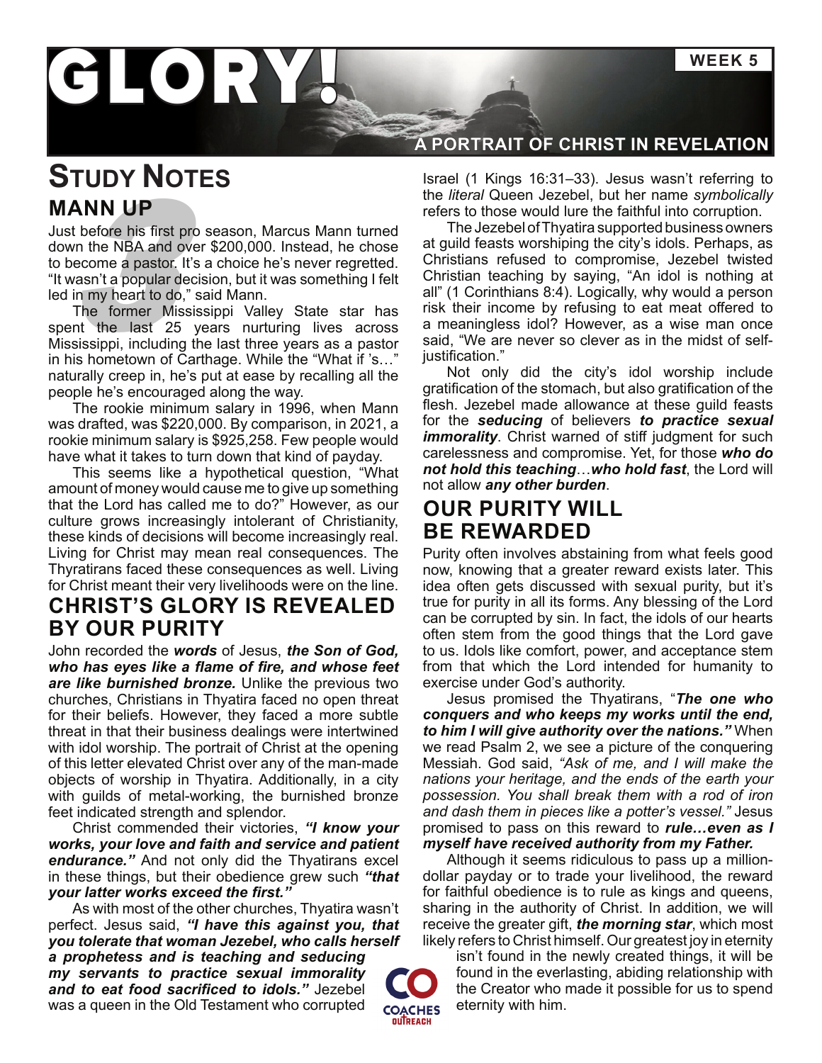# GLORY!

WEEK 5

A PORTRAIT OF CHRIST IN REVELATION

## Study Notes

### MANN UP

Just before his first pro season, Marcus Mann turned down the NBA and over $200,000. Instead, he chose to become a pastor. It's a choice he's never regretted. "It wasn't a popular decision, but it was something I felt led in my heart to do," said Mann.

The former Mississippi Valley State star has spent the last 25 years nurturing lives across Mississippi, including the last three years as a pastor in his hometown of Carthage. While the "What if 's…" naturally creep in, he's put at ease by recalling all the people he's encouraged along the way.

The rookie minimum salary in 1996, when Mann was drafted, was $220,000. By comparison, in 2021, a rookie minimum salary is $925,258. Few people would have what it takes to turn down that kind of payday.

This seems like a hypothetical question, "What amount of money would cause me to give up something that the Lord has called me to do?" However, as our culture grows increasingly intolerant of Christianity, these kinds of decisions will become increasingly real. Living for Christ may mean real consequences. The Thyratirans faced these consequences as well. Living for Christ meant their very livelihoods were on the line.

### CHRIST'S GLORY IS REVEALED BY OUR PURITY

John recorded the ***words*** of Jesus, ***the Son of God, who has eyes like a flame of fire, and whose feet are like burnished bronze.*** Unlike the previous two churches, Christians in Thyatira faced no open threat for their beliefs. However, they faced a more subtle threat in that their business dealings were intertwined with idol worship. The portrait of Christ at the opening of this letter elevated Christ over any of the man-made objects of worship in Thyatira. Additionally, in a city with guilds of metal-working, the burnished bronze feet indicated strength and splendor.

Christ commended their victories, ***"I know your works, your love and faith and service and patient endurance."*** And not only did the Thyatirans excel in these things, but their obedience grew such ***"that your latter works exceed the first."***

As with most of the other churches, Thyatira wasn't perfect. Jesus said, ***"I have this against you, that you tolerate that woman Jezebel, who calls herself a prophetess and is teaching and seducing my servants to practice sexual immorality and to eat food sacrificed to idols."*** Jezebel was a queen in the Old Testament who corrupted Israel (1 Kings 16:31–33). Jesus wasn't referring to the *literal* Queen Jezebel, but her name *symbolically* refers to those would lure the faithful into corruption.

The Jezebel of Thyatira supported business owners at guild feasts worshiping the city's idols. Perhaps, as Christians refused to compromise, Jezebel twisted Christian teaching by saying, "An idol is nothing at all" (1 Corinthians 8:4). Logically, why would a person risk their income by refusing to eat meat offered to a meaningless idol? However, as a wise man once said, "We are never so clever as in the midst of self-justification."

Not only did the city's idol worship include gratification of the stomach, but also gratification of the flesh. Jezebel made allowance at these guild feasts for the ***seducing*** of believers ***to practice sexual immorality***. Christ warned of stiff judgment for such carelessness and compromise. Yet, for those ***who do not hold this teaching***…***who hold fast***, the Lord will not allow ***any other burden***.

### OUR PURITY WILL BE REWARDED

Purity often involves abstaining from what feels good now, knowing that a greater reward exists later. This idea often gets discussed with sexual purity, but it's true for purity in all its forms. Any blessing of the Lord can be corrupted by sin. In fact, the idols of our hearts often stem from the good things that the Lord gave to us. Idols like comfort, power, and acceptance stem from that which the Lord intended for humanity to exercise under God's authority.

Jesus promised the Thyatirans, "***The one who conquers and who keeps my works until the end, to him I will give authority over the nations."*** When we read Psalm 2, we see a picture of the conquering Messiah. God said, *"Ask of me, and I will make the nations your heritage, and the ends of the earth your possession. You shall break them with a rod of iron and dash them in pieces like a potter's vessel."* Jesus promised to pass on this reward to ***rule…even as I myself have received authority from my Father.***

Although it seems ridiculous to pass up a million-dollar payday or to trade your livelihood, the reward for faithful obedience is to rule as kings and queens, sharing in the authority of Christ. In addition, we will receive the greater gift, ***the morning star***, which most likely refers to Christ himself. Our greatest joy in eternity isn't found in the newly created things, it will be found in the everlasting, abiding relationship with the Creator who made it possible for us to spend eternity with him.

COACHES OUTREACH